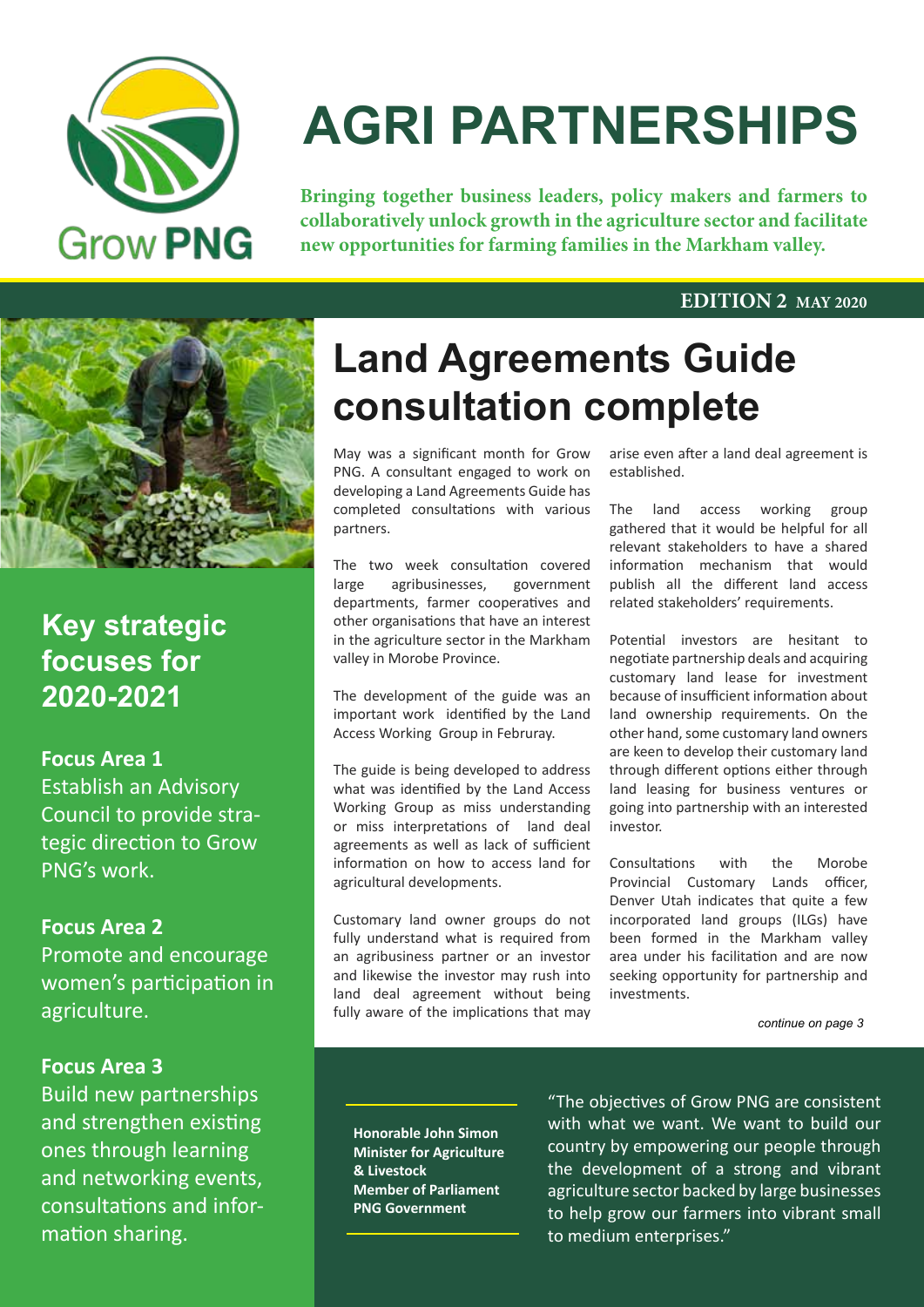Grow PNG

# AGRI PARTNERSHIPS

**Bringing together business leaders, policy makers and farmers to collaboratively unlock growth in the agriculture sector and facilitate new opportunities for farming families in the Markham valley.**

**EDITION 2 MAY 2020**

## Key strategic focuses for 2020-2021

**Focus Area 1**
Establish an Advisory Council to provide strategic direction to Grow PNG's work.

**Focus Area 2**
Promote and encourage women's participation in agriculture.

**Focus Area 3**
Build new partnerships and strengthen existing ones through learning and networking events, consultations and information sharing.

# Land Agreements Guide consultation complete

May was a significant month for Grow PNG. A consultant engaged to work on developing a Land Agreements Guide has completed consultations with various partners.

The two week consultation covered large agribusinesses, government departments, farmer cooperatives and other organisations that have an interest in the agriculture sector in the Markham valley in Morobe Province.

The development of the guide was an important work identified by the Land Access Working Group in Februray.

The guide is being developed to address what was identified by the Land Access Working Group as miss understanding or miss interpretations of land deal agreements as well as lack of sufficient information on how to access land for agricultural developments.

Customary land owner groups do not fully understand what is required from an agribusiness partner or an investor and likewise the investor may rush into land deal agreement without being fully aware of the implications that may arise even after a land deal agreement is established.

The land access working group gathered that it would be helpful for all relevant stakeholders to have a shared information mechanism that would publish all the different land access related stakeholders' requirements.

Potential investors are hesitant to negotiate partnership deals and acquiring customary land lease for investment because of insufficient information about land ownership requirements. On the other hand, some customary land owners are keen to develop their customary land through different options either through land leasing for business ventures or going into partnership with an interested investor.

Consultations with the Morobe Provincial Customary Lands officer, Denver Utah indicates that quite a few incorporated land groups (ILGs) have been formed in the Markham valley area under his facilitation and are now seeking opportunity for partnership and investments.

*continue on page 3*

**Honorable John Simon**
**Minister for Agriculture & Livestock**
**Member of Parliament**
**PNG Government**

"The objectives of Grow PNG are consistent with what we want. We want to build our country by empowering our people through the development of a strong and vibrant agriculture sector backed by large businesses to help grow our farmers into vibrant small to medium enterprises."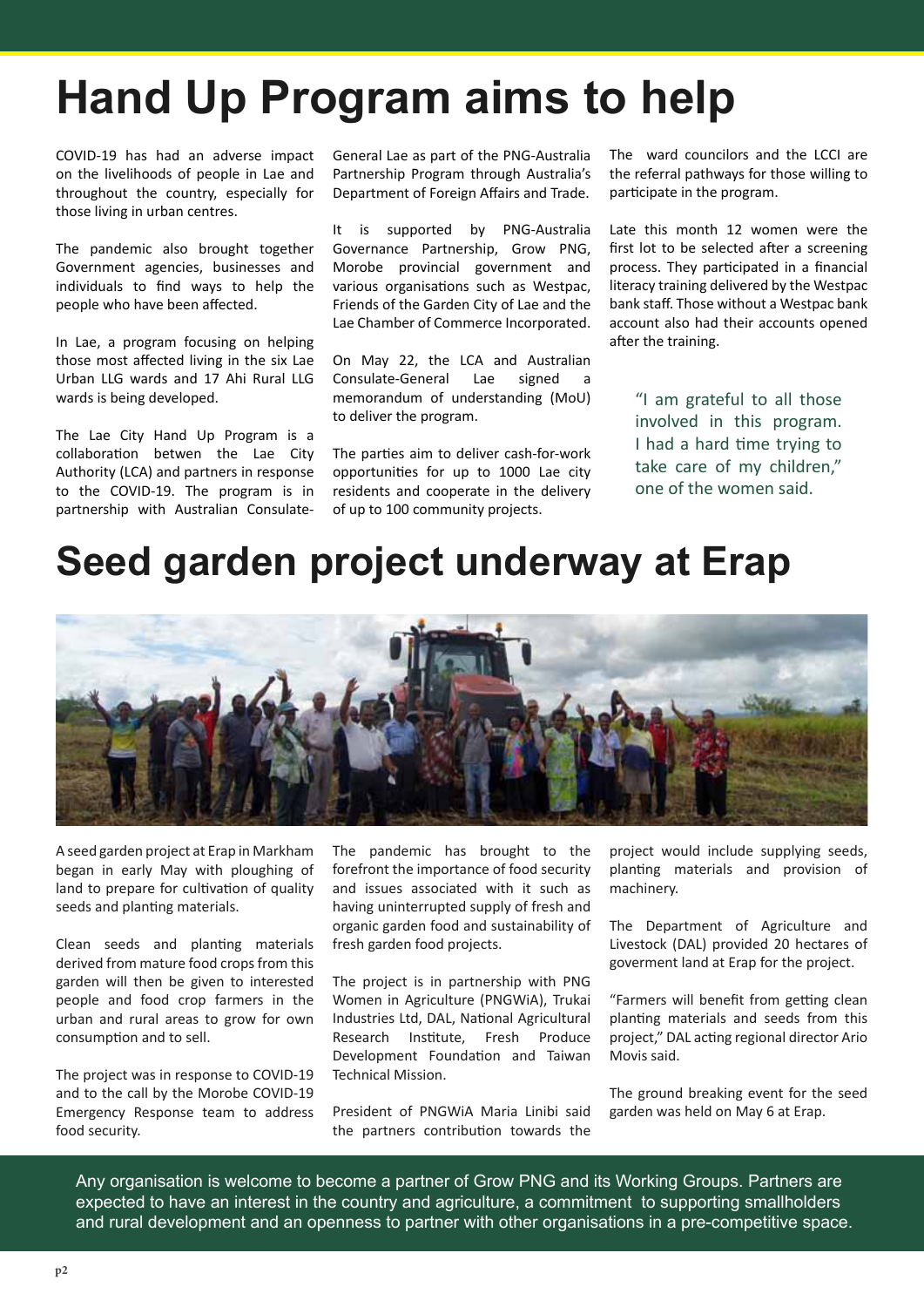# Hand Up Program aims to help

COVID-19 has had an adverse impact on the livelihoods of people in Lae and throughout the country, especially for those living in urban centres.

The pandemic also brought together Government agencies, businesses and individuals to find ways to help the people who have been affected.

In Lae, a program focusing on helping those most affected living in the six Lae Urban LLG wards and 17 Ahi Rural LLG wards is being developed.

The Lae City Hand Up Program is a collaboration between the Lae City Authority (LCA) and partners in response to the COVID-19. The program is in partnership with Australian Consulate-General Lae as part of the PNG-Australia Partnership Program through Australia's Department of Foreign Affairs and Trade.

It is supported by PNG-Australia Governance Partnership, Grow PNG, Morobe provincial government and various organisations such as Westpac, Friends of the Garden City of Lae and the Lae Chamber of Commerce Incorporated.

On May 22, the LCA and Australian Consulate-General Lae signed a memorandum of understanding (MoU) to deliver the program.

The parties aim to deliver cash-for-work opportunities for up to 1000 Lae city residents and cooperate in the delivery of up to 100 community projects.

The ward councilors and the LCCI are the referral pathways for those willing to participate in the program.

Late this month 12 women were the first lot to be selected after a screening process. They participated in a financial literacy training delivered by the Westpac bank staff. Those without a Westpac bank account also had their accounts opened after the training.

> "I am grateful to all those involved in this program. I had a hard time trying to take care of my children," one of the women said.

# Seed garden project underway at Erap

A seed garden project at Erap in Markham began in early May with ploughing of land to prepare for cultivation of quality seeds and planting materials.

Clean seeds and planting materials derived from mature food crops from this garden will then be given to interested people and food crop farmers in the urban and rural areas to grow for own consumption and to sell.

The project was in response to COVID-19 and to the call by the Morobe COVID-19 Emergency Response team to address food security.

The pandemic has brought to the forefront the importance of food security and issues associated with it such as having uninterrupted supply of fresh and organic garden food and sustainability of fresh garden food projects.

The project is in partnership with PNG Women in Agriculture (PNGWiA), Trukai Industries Ltd, DAL, National Agricultural Research Institute, Fresh Produce Development Foundation and Taiwan Technical Mission.

President of PNGWiA Maria Linibi said the partners contribution towards the project would include supplying seeds, planting materials and provision of machinery.

The Department of Agriculture and Livestock (DAL) provided 20 hectares of goverment land at Erap for the project.

"Farmers will benefit from getting clean planting materials and seeds from this project," DAL acting regional director Ario Movis said.

The ground breaking event for the seed garden was held on May 6 at Erap.

Any organisation is welcome to become a partner of Grow PNG and its Working Groups. Partners are expected to have an interest in the country and agriculture, a commitment to supporting smallholders and rural development and an openness to partner with other organisations in a pre-competitive space.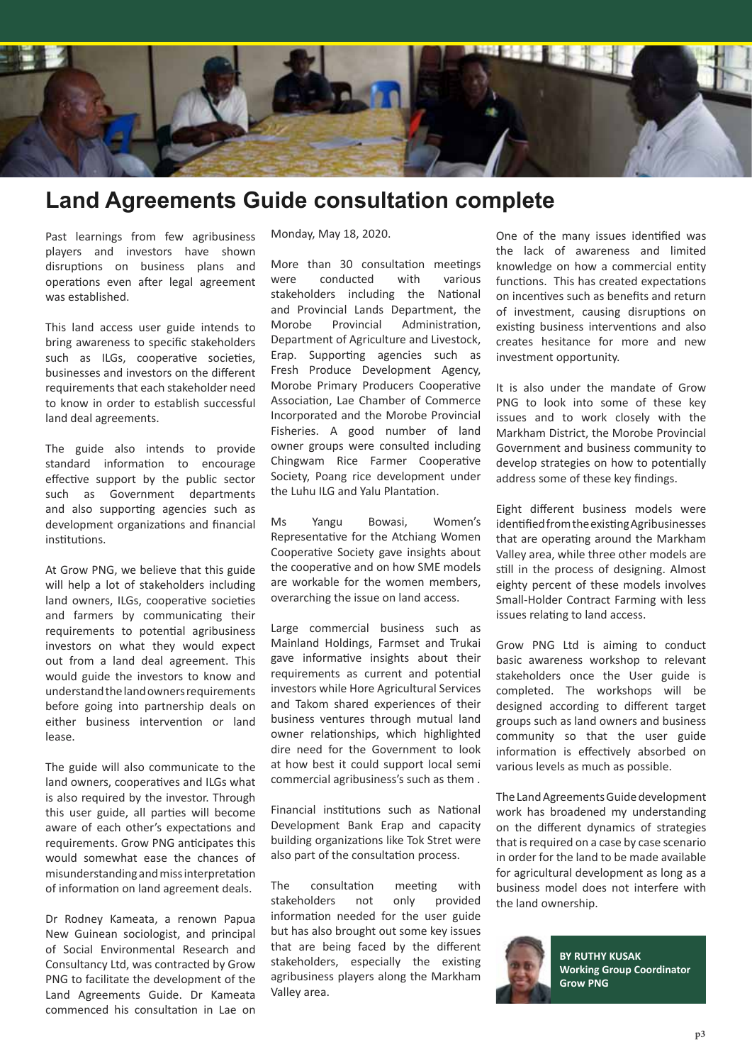# Land Agreements Guide consultation complete

Past learnings from few agribusiness players and investors have shown disruptions on business plans and operations even after legal agreement was established.

This land access user guide intends to bring awareness to specific stakeholders such as ILGs, cooperative societies, businesses and investors on the different requirements that each stakeholder need to know in order to establish successful land deal agreements.

The guide also intends to provide standard information to encourage effective support by the public sector such as Government departments and also supporting agencies such as development organizations and financial institutions.

At Grow PNG, we believe that this guide will help a lot of stakeholders including land owners, ILGs, cooperative societies and farmers by communicating their requirements to potential agribusiness investors on what they would expect out from a land deal agreement. This would guide the investors to know and understand the land owners requirements before going into partnership deals on either business intervention or land lease.

The guide will also communicate to the land owners, cooperatives and ILGs what is also required by the investor. Through this user guide, all parties will become aware of each other's expectations and requirements. Grow PNG anticipates this would somewhat ease the chances of misunderstanding and miss interpretation of information on land agreement deals.

Dr Rodney Kameata, a renown Papua New Guinean sociologist, and principal of Social Environmental Research and Consultancy Ltd, was contracted by Grow PNG to facilitate the development of the Land Agreements Guide. Dr Kameata commenced his consultation in Lae on Monday, May 18, 2020.

More than 30 consultation meetings were conducted with various stakeholders including the National and Provincial Lands Department, the Morobe Provincial Administration, Department of Agriculture and Livestock, Erap. Supporting agencies such as Fresh Produce Development Agency, Morobe Primary Producers Cooperative Association, Lae Chamber of Commerce Incorporated and the Morobe Provincial Fisheries. A good number of land owner groups were consulted including Chingwam Rice Farmer Cooperative Society, Poang rice development under the Luhu ILG and Yalu Plantation.

Ms Yangu Bowasi, Women's Representative for the Atchiang Women Cooperative Society gave insights about the cooperative and on how SME models are workable for the women members, overarching the issue on land access.

Large commercial business such as Mainland Holdings, Farmset and Trukai gave informative insights about their requirements as current and potential investors while Hore Agricultural Services and Takom shared experiences of their business ventures through mutual land owner relationships, which highlighted dire need for the Government to look at how best it could support local semi commercial agribusiness's such as them .

Financial institutions such as National Development Bank Erap and capacity building organizations like Tok Stret were also part of the consultation process.

The consultation meeting with stakeholders not only provided information needed for the user guide but has also brought out some key issues that are being faced by the different stakeholders, especially the existing agribusiness players along the Markham Valley area.

One of the many issues identified was the lack of awareness and limited knowledge on how a commercial entity functions. This has created expectations on incentives such as benefits and return of investment, causing disruptions on existing business interventions and also creates hesitance for more and new investment opportunity.

It is also under the mandate of Grow PNG to look into some of these key issues and to work closely with the Markham District, the Morobe Provincial Government and business community to develop strategies on how to potentially address some of these key findings.

Eight different business models were identified from the existing Agribusinesses that are operating around the Markham Valley area, while three other models are still in the process of designing. Almost eighty percent of these models involves Small-Holder Contract Farming with less issues relating to land access.

Grow PNG Ltd is aiming to conduct basic awareness workshop to relevant stakeholders once the User guide is completed. The workshops will be designed according to different target groups such as land owners and business community so that the user guide information is effectively absorbed on various levels as much as possible.

The Land Agreements Guide development work has broadened my understanding on the different dynamics of strategies that is required on a case by case scenario in order for the land to be made available for agricultural development as long as a business model does not interfere with the land ownership.

**BY RUTHY KUSAK**
**Working Group Coordinator**
**Grow PNG**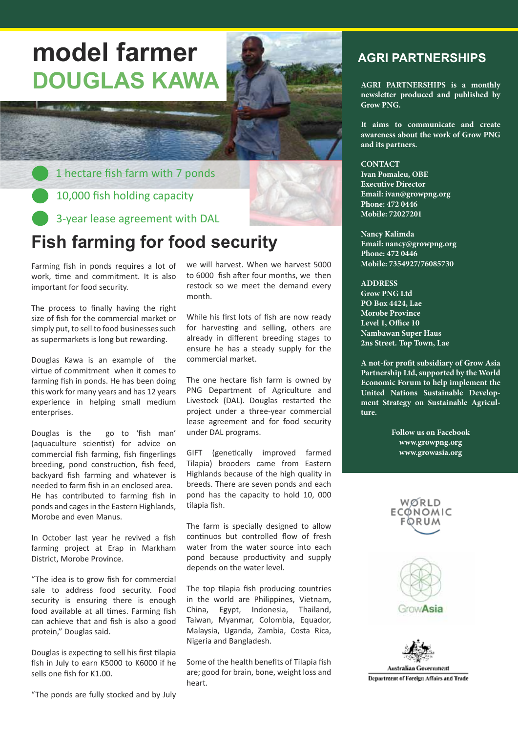# model farmer

# DOUGLAS KAWA

- 1 hectare fish farm with 7 ponds
- 10,000 fish holding capacity
- 3-year lease agreement with DAL

## Fish farming for food security

Farming fish in ponds requires a lot of work, time and commitment. It is also important for food security.

The process to finally having the right size of fish for the commercial market or simply put, to sell to food businesses such as supermarkets is long but rewarding.

Douglas Kawa is an example of the virtue of commitment when it comes to farming fish in ponds. He has been doing this work for many years and has 12 years experience in helping small medium enterprises.

Douglas is the go to 'fish man' (aquaculture scientist) for advice on commercial fish farming, fish fingerlings breeding, pond construction, fish feed, backyard fish farming and whatever is needed to farm fish in an enclosed area. He has contributed to farming fish in ponds and cages in the Eastern Highlands, Morobe and even Manus.

In October last year he revived a fish farming project at Erap in Markham District, Morobe Province.

"The idea is to grow fish for commercial sale to address food security. Food security is ensuring there is enough food available at all times. Farming fish can achieve that and fish is also a good protein," Douglas said.

Douglas is expecting to sell his first tilapia fish in July to earn K5000 to K6000 if he sells one fish for K1.00.

"The ponds are fully stocked and by July we will harvest. When we harvest 5000 to 6000 fish after four months, we then restock so we meet the demand every month.

While his first lots of fish are now ready for harvesting and selling, others are already in different breeding stages to ensure he has a steady supply for the commercial market.

The one hectare fish farm is owned by PNG Department of Agriculture and Livestock (DAL). Douglas restarted the project under a three-year commercial lease agreement and for food security under DAL programs.

GIFT (genetically improved farmed Tilapia) brooders came from Eastern Highlands because of the high quality in breeds. There are seven ponds and each pond has the capacity to hold 10, 000 tilapia fish.

The farm is specially designed to allow continuous but controlled flow of fresh water from the water source into each pond because productivity and supply depends on the water level.

The top tilapia fish producing countries in the world are Philippines, Vietnam, China, Egypt, Indonesia, Thailand, Taiwan, Myanmar, Colombia, Equador, Malaysia, Uganda, Zambia, Costa Rica, Nigeria and Bangladesh.

Some of the health benefits of Tilapia fish are; good for brain, bone, weight loss and heart.

## AGRI PARTNERSHIPS

**AGRI PARTNERSHIPS is a monthly newsletter produced and published by Grow PNG.**

**It aims to communicate and create awareness about the work of Grow PNG and its partners.**

**CONTACT**
**Ivan Pomaleu, OBE**
**Executive Director**
**Email: ivan@growpng.org**
**Phone: 472 0446**
**Mobile: 72027201**

**Nancy Kalimda**
**Email: nancy@growpng.org**
**Phone: 472 0446**
**Mobile: 7354927/76085730**

**ADDRESS**
**Grow PNG Ltd**
**PO Box 4424, Lae**
**Morobe Province**
**Level 1, Office 10**
**Nambawan Super Haus**
**2ns Street. Top Town, Lae**

**A not-for profit subsidiary of Grow Asia Partnership Ltd, supported by the World Economic Forum to help implement the United Nations Sustainable Development Strategy on Sustainable Agriculture.**

**Follow us on Facebook**
**www.growpng.org**
**www.growasia.org**

WORLD ECONOMIC FORUM

GrowAsia

Australian Government
Department of Foreign Affairs and Trade